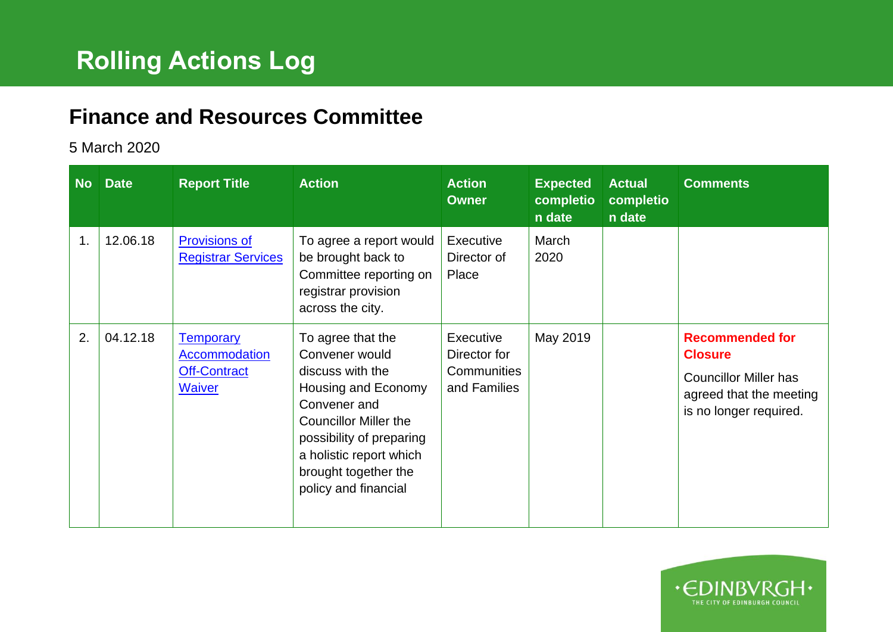# Rolling Actions Log

## Finance and Resources Committee

5 March 2020

| No | Date | Report Title | Action | Action Owner | Expected completion date | Actual completion date | Comments |
|---|---|---|---|---|---|---|---|
| 1. | 12.06.18 | Provisions of Registrar Services | To agree a report would be brought back to Committee reporting on registrar provision across the city. | Executive Director of Place | March 2020 | | |
| 2. | 04.12.18 | Temporary Accommodation Off-Contract Waiver | To agree that the Convener would discuss with the Housing and Economy Convener and Councillor Miller the possibility of preparing a holistic report which brought together the policy and financial | Executive Director for Communities and Families | May 2019 | | **Recommended for Closure** Councillor Miller has agreed that the meeting is no longer required. |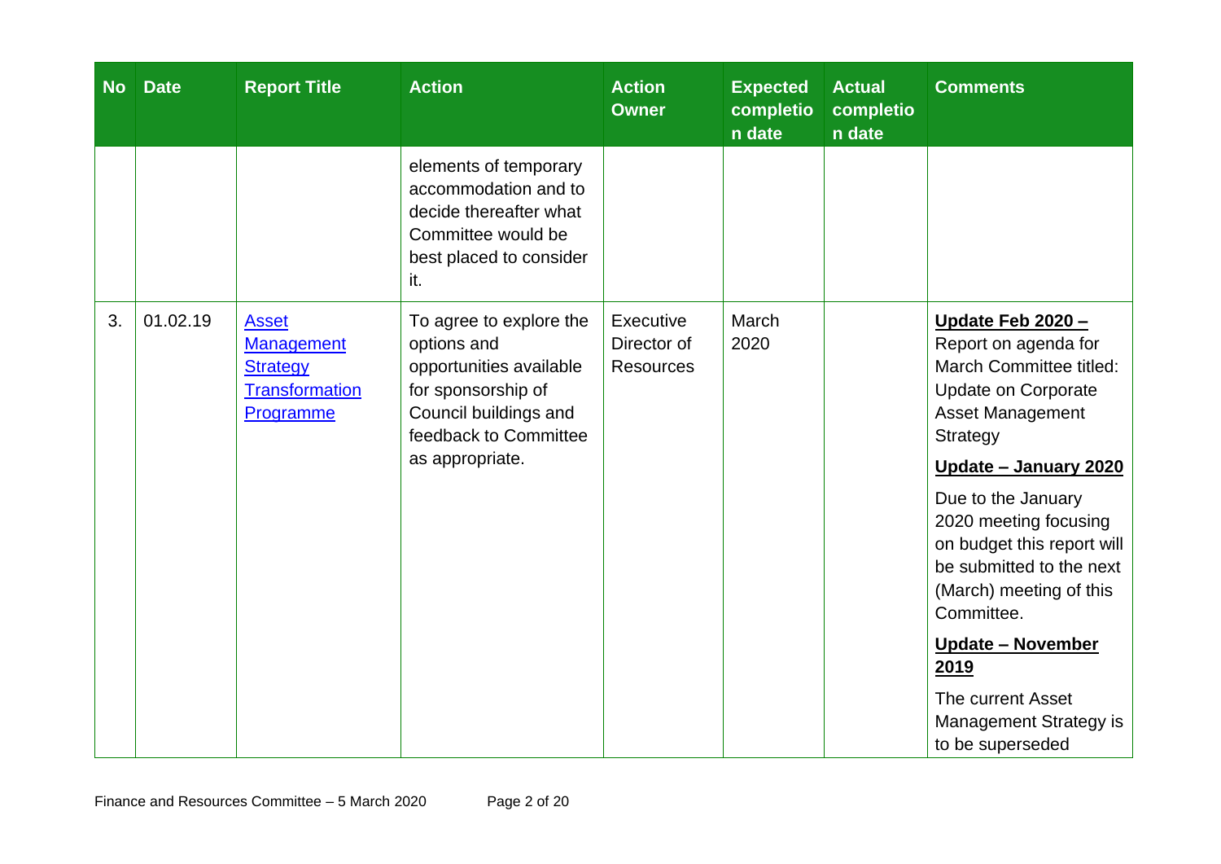| No | Date | Report Title | Action | Action Owner | Expected completion date | Actual completion date | Comments |
|---|---|---|---|---|---|---|---|
| | | | elements of temporary accommodation and to decide thereafter what Committee would be best placed to consider it. | | | | |
| 3. | 01.02.19 | Asset Management Strategy Transformation Programme | To agree to explore the options and opportunities available for sponsorship of Council buildings and feedback to Committee as appropriate. | Executive Director of Resources | March 2020 | | **Update Feb 2020 –** Report on agenda for March Committee titled: Update on Corporate Asset Management Strategy<br><br>**Update – January 2020**<br><br>Due to the January 2020 meeting focusing on budget this report will be submitted to the next (March) meeting of this Committee.<br><br>**Update – November 2019**<br><br>The current Asset Management Strategy is to be superseded |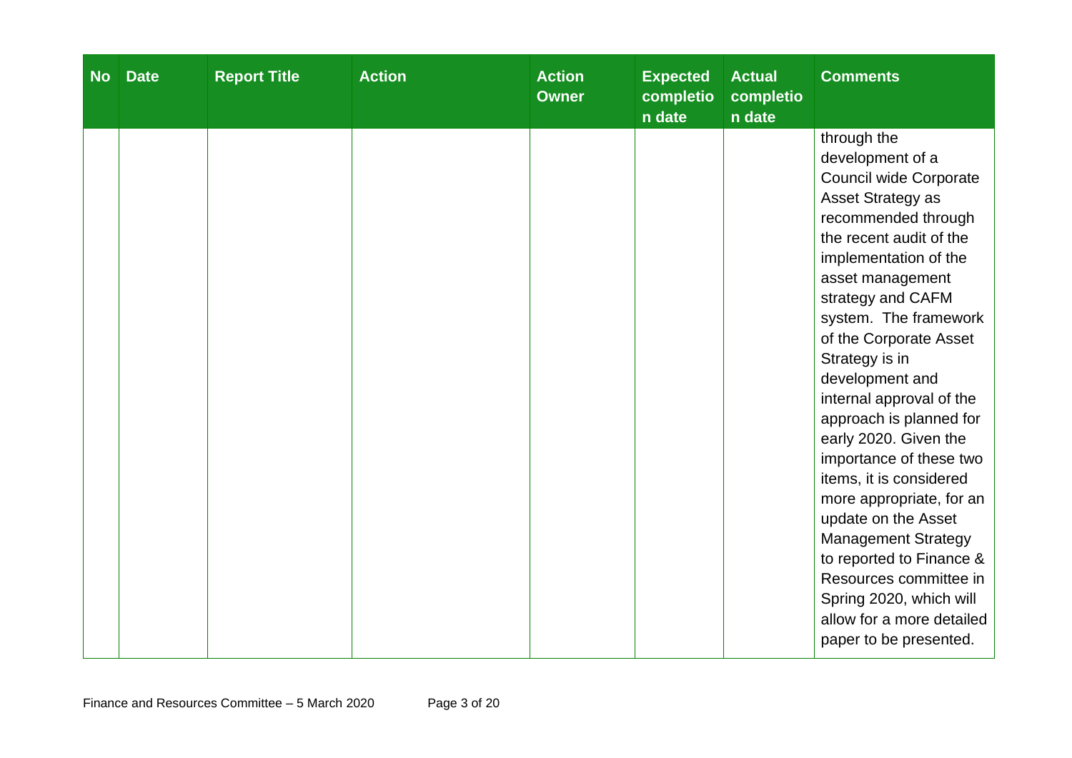| No | Date | Report Title | Action | Action Owner | Expected completion date | Actual completion date | Comments |
|---|---|---|---|---|---|---|---|
| | | | | | | | through the development of a Council wide Corporate Asset Strategy as recommended through the recent audit of the implementation of the asset management strategy and CAFM system. The framework of the Corporate Asset Strategy is in development and internal approval of the approach is planned for early 2020. Given the importance of these two items, it is considered more appropriate, for an update on the Asset Management Strategy to reported to Finance & Resources committee in Spring 2020, which will allow for a more detailed paper to be presented. |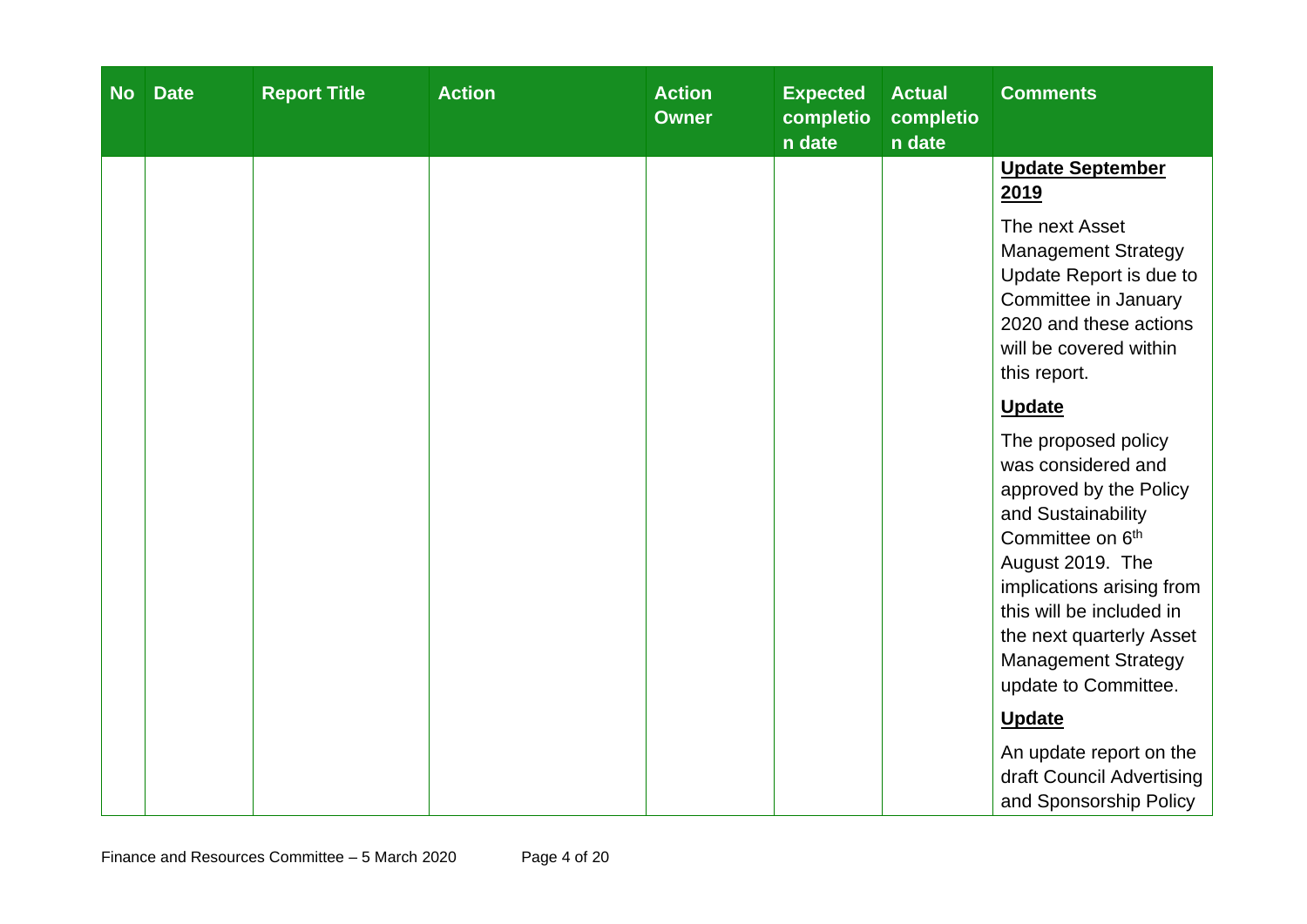| No | Date | Report Title | Action | Action Owner | Expected completion date | Actual completion date | Comments |
|---|---|---|---|---|---|---|---|
| | | | | | | | **Update September 2019**<br><br>The next Asset Management Strategy Update Report is due to Committee in January 2020 and these actions will be covered within this report.<br><br>**Update**<br><br>The proposed policy was considered and approved by the Policy and Sustainability Committee on 6th August 2019. The implications arising from this will be included in the next quarterly Asset Management Strategy update to Committee.<br><br>**Update**<br><br>An update report on the draft Council Advertising and Sponsorship Policy |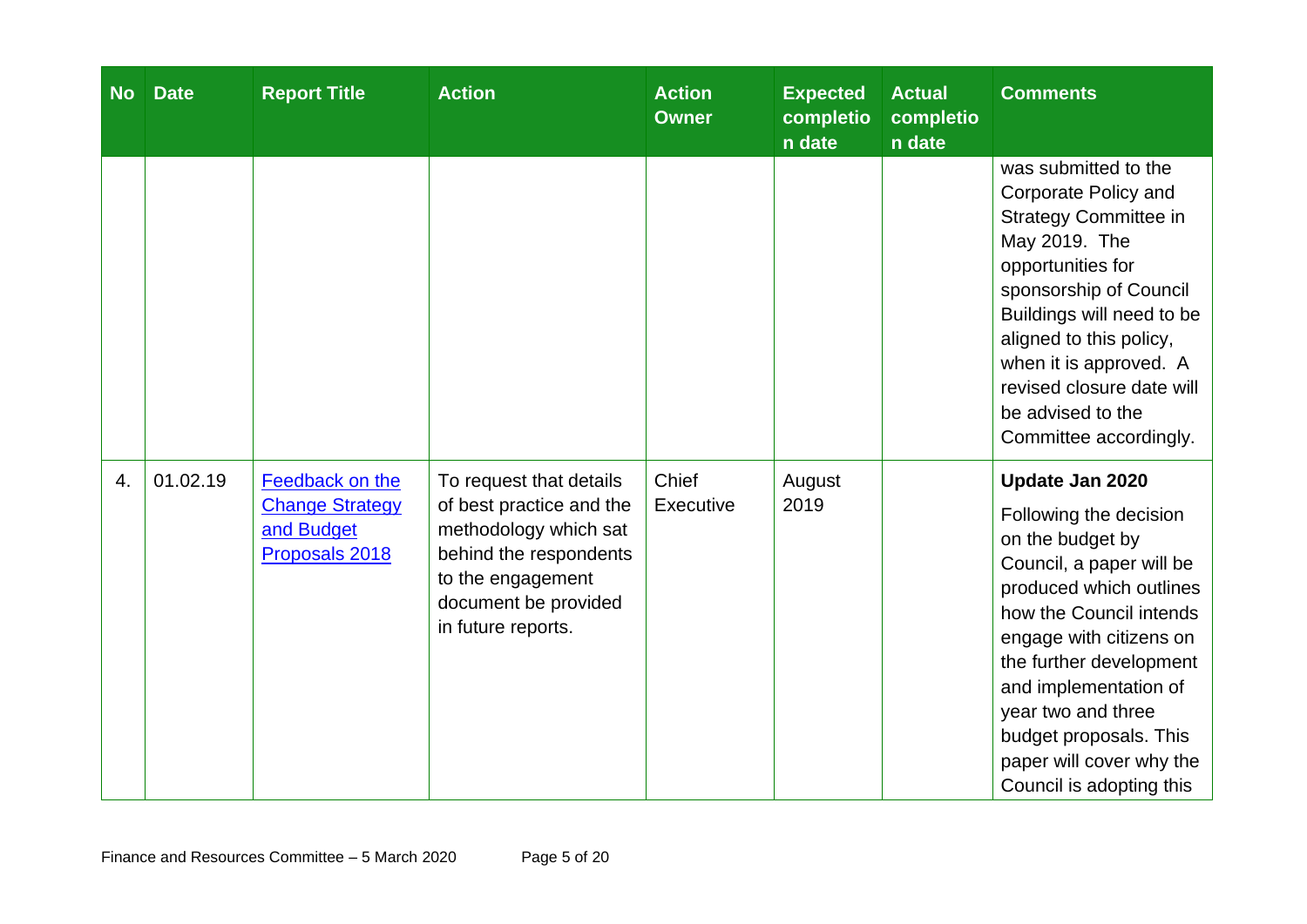| No | Date | Report Title | Action | Action Owner | Expected completion date | Actual completion date | Comments |
|---|---|---|---|---|---|---|---|
| | | | | | | | was submitted to the Corporate Policy and Strategy Committee in May 2019. The opportunities for sponsorship of Council Buildings will need to be aligned to this policy, when it is approved. A revised closure date will be advised to the Committee accordingly. |
| 4. | 01.02.19 | [Feedback on the Change Strategy and Budget Proposals 2018]() | To request that details of best practice and the methodology which sat behind the respondents to the engagement document be provided in future reports. | Chief Executive | August 2019 | | **Update Jan 2020** Following the decision on the budget by Council, a paper will be produced which outlines how the Council intends engage with citizens on the further development and implementation of year two and three budget proposals. This paper will cover why the Council is adopting this |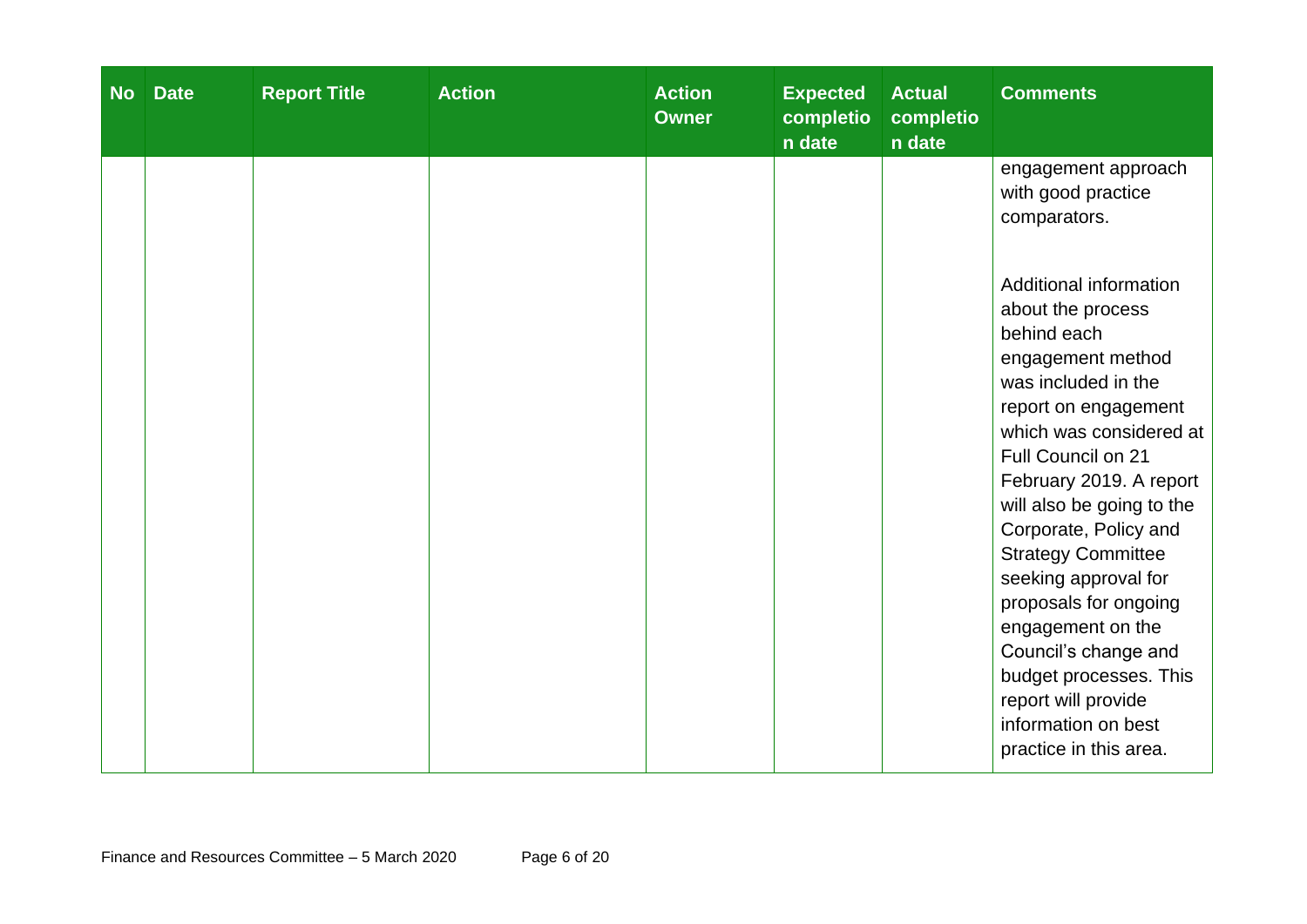| No | Date | Report Title | Action | Action Owner | Expected completion date | Actual completion date | Comments |
|---|---|---|---|---|---|---|---|
| | | | | | | | engagement approach with good practice comparators.<br><br>Additional information about the process behind each engagement method was included in the report on engagement which was considered at Full Council on 21 February 2019. A report will also be going to the Corporate, Policy and Strategy Committee seeking approval for proposals for ongoing engagement on the Council's change and budget processes. This report will provide information on best practice in this area. |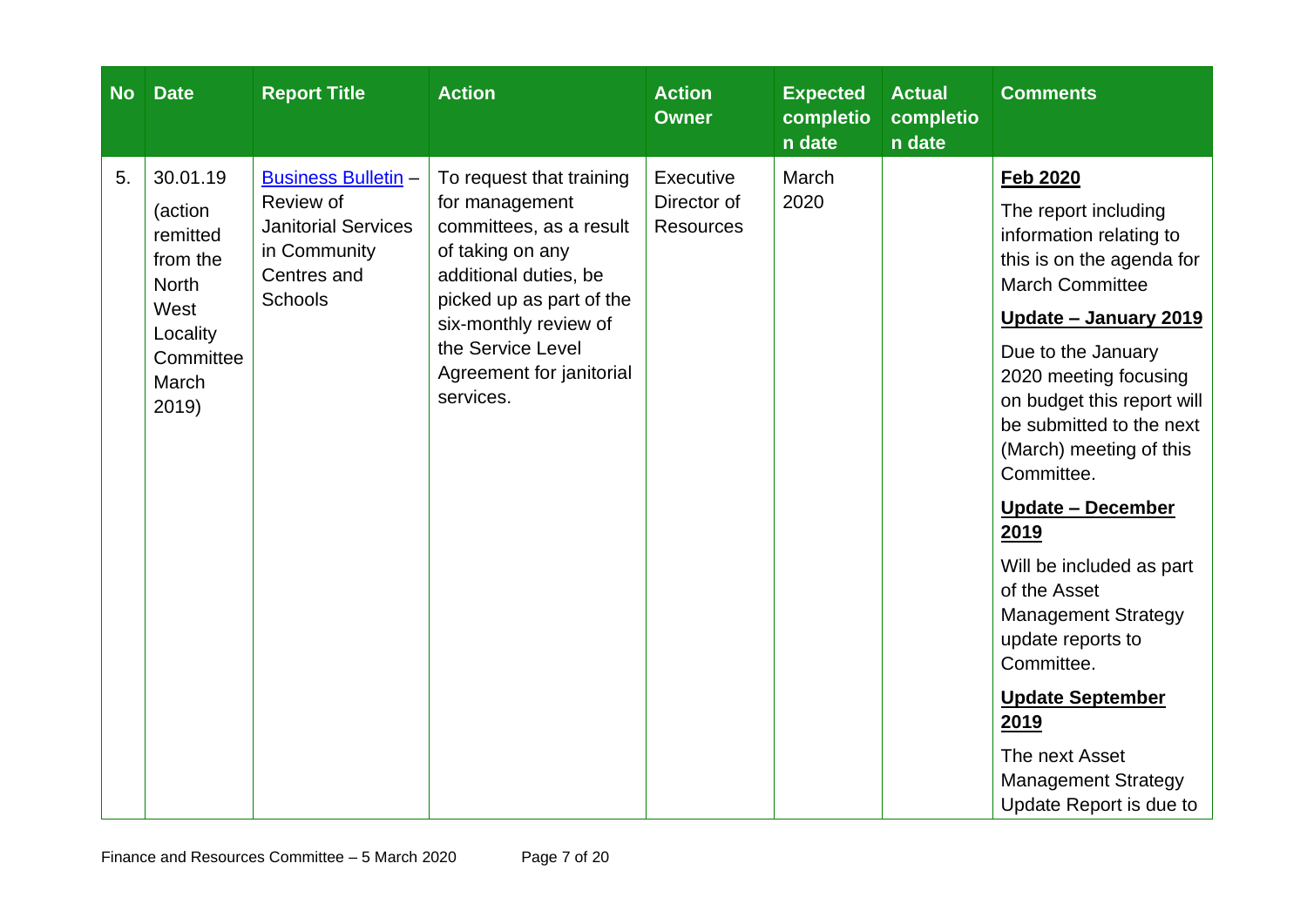| No | Date | Report Title | Action | Action Owner | Expected completion date | Actual completion date | Comments |
|---|---|---|---|---|---|---|---|
| 5. | 30.01.19 (action remitted from the North West Locality Committee March 2019) | Business Bulletin – Review of Janitorial Services in Community Centres and Schools | To request that training for management committees, as a result of taking on any additional duties, be picked up as part of the six-monthly review of the Service Level Agreement for janitorial services. | Executive Director of Resources | March 2020 | | **Feb 2020** The report including information relating to this is on the agenda for March Committee **Update – January 2019** Due to the January 2020 meeting focusing on budget this report will be submitted to the next (March) meeting of this Committee. **Update – December 2019** Will be included as part of the Asset Management Strategy update reports to Committee. **Update September 2019** The next Asset Management Strategy Update Report is due to |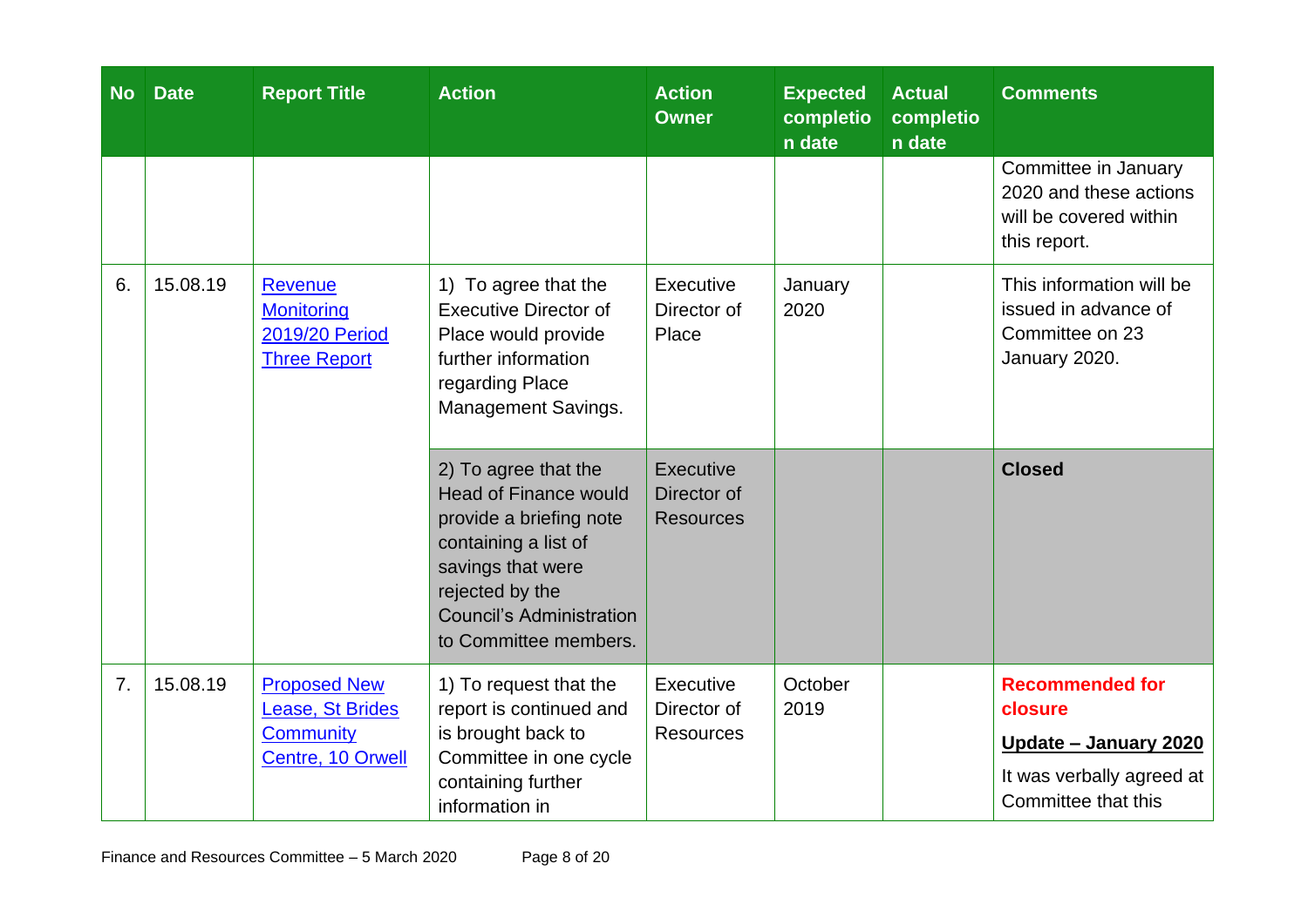| No | Date | Report Title | Action | Action Owner | Expected completion date | Actual completion date | Comments |
|---|---|---|---|---|---|---|---|
| | | | | | | | Committee in January 2020 and these actions will be covered within this report. |
| 6. | 15.08.19 | Revenue Monitoring 2019/20 Period Three Report | 1) To agree that the Executive Director of Place would provide further information regarding Place Management Savings. | Executive Director of Place | January 2020 | | This information will be issued in advance of Committee on 23 January 2020. |
| | | | 2) To agree that the Head of Finance would provide a briefing note containing a list of savings that were rejected by the Council's Administration to Committee members. | Executive Director of Resources | | | **Closed** |
| 7. | 15.08.19 | Proposed New Lease, St Brides Community Centre, 10 Orwell | 1) To request that the report is continued and is brought back to Committee in one cycle containing further information in | Executive Director of Resources | October 2019 | | **Recommended for closure**<br>**Update – January 2020**<br>It was verbally agreed at Committee that this |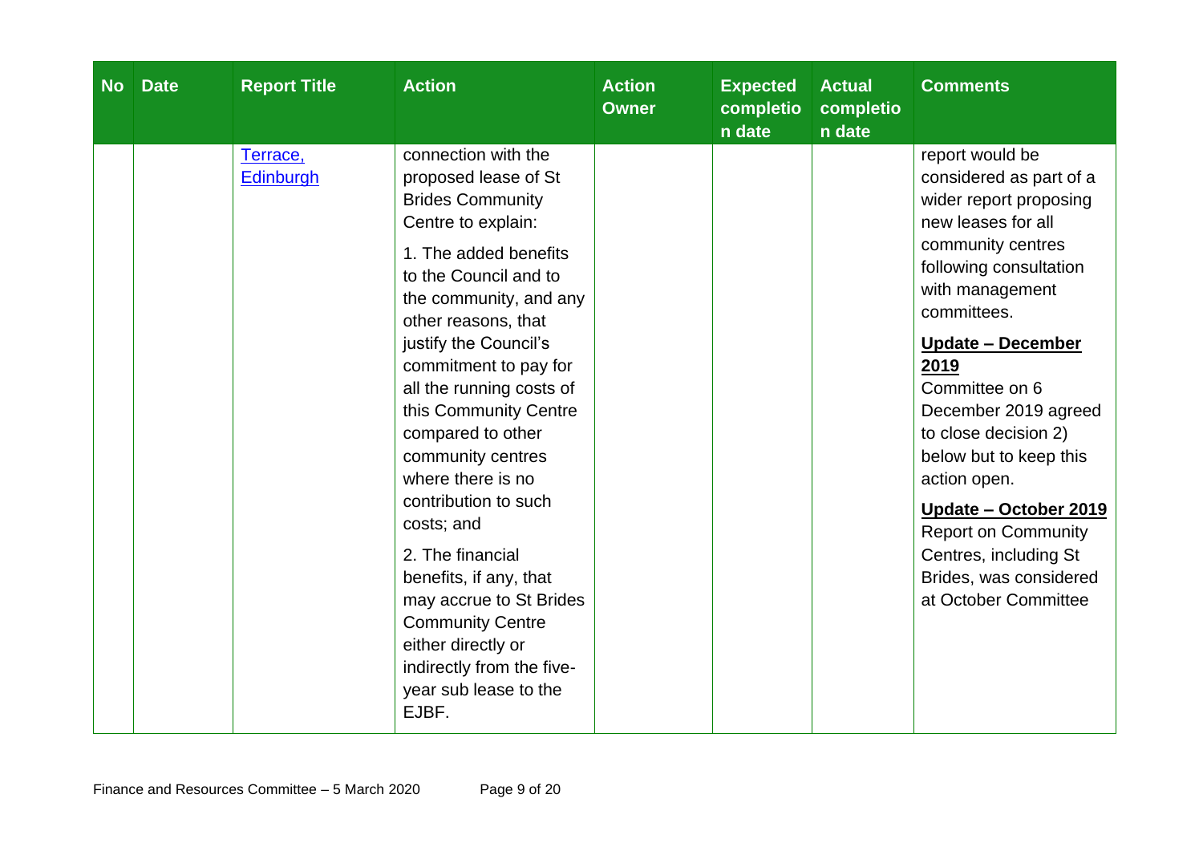| No | Date | Report Title | Action | Action Owner | Expected completion date | Actual completion date | Comments |
| --- | --- | --- | --- | --- | --- | --- | --- |
| | | Terrace, Edinburgh | connection with the proposed lease of St Brides Community Centre to explain:<br><br>1. The added benefits to the Council and to the community, and any other reasons, that justify the Council's commitment to pay for all the running costs of this Community Centre compared to other community centres where there is no contribution to such costs; and<br><br>2. The financial benefits, if any, that may accrue to St Brides Community Centre either directly or indirectly from the five-year sub lease to the EJBF. | | | | report would be considered as part of a wider report proposing new leases for all community centres following consultation with management committees.<br><br>**Update – December 2019**<br>Committee on 6 December 2019 agreed to close decision 2) below but to keep this action open.<br><br>**Update – October 2019**<br>Report on Community Centres, including St Brides, was considered at October Committee |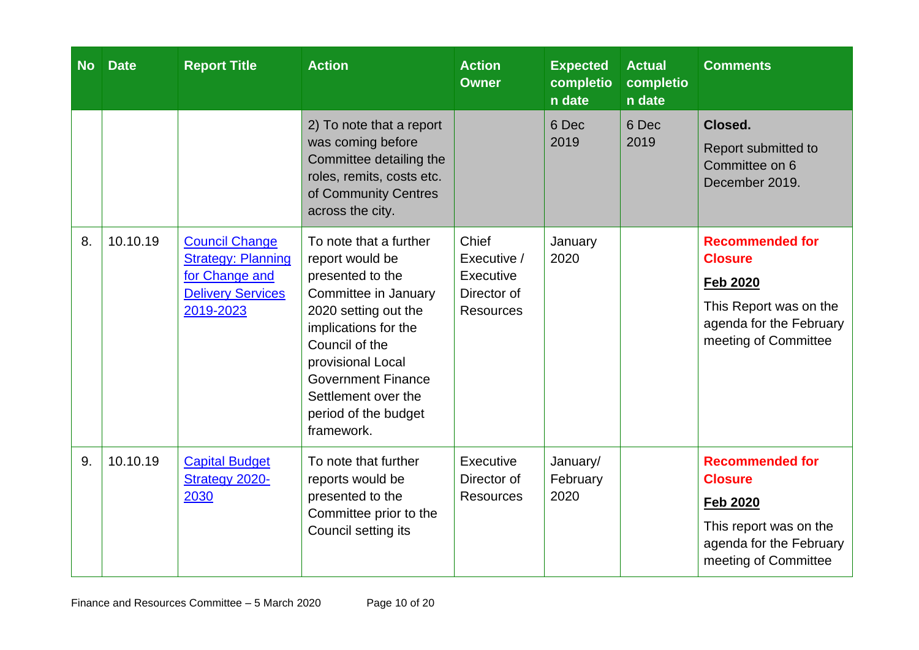| No | Date | Report Title | Action | Action Owner | Expected completion date | Actual completion date | Comments |
|---|---|---|---|---|---|---|---|
| | | | 2) To note that a report was coming before Committee detailing the roles, remits, costs etc. of Community Centres across the city. | | 6 Dec 2019 | 6 Dec 2019 | **Closed.** Report submitted to Committee on 6 December 2019. |
| 8. | 10.10.19 | [Council Change Strategy: Planning for Change and Delivery Services 2019-2023]() | To note that a further report would be presented to the Committee in January 2020 setting out the implications for the Council of the provisional Local Government Finance Settlement over the period of the budget framework. | Chief Executive / Executive Director of Resources | January 2020 | | **Recommended for Closure** **Feb 2020** This Report was on the agenda for the February meeting of Committee |
| 9. | 10.10.19 | [Capital Budget Strategy 2020-2030]() | To note that further reports would be presented to the Committee prior to the Council setting its | Executive Director of Resources | January/ February 2020 | | **Recommended for Closure** **Feb 2020** This report was on the agenda for the February meeting of Committee |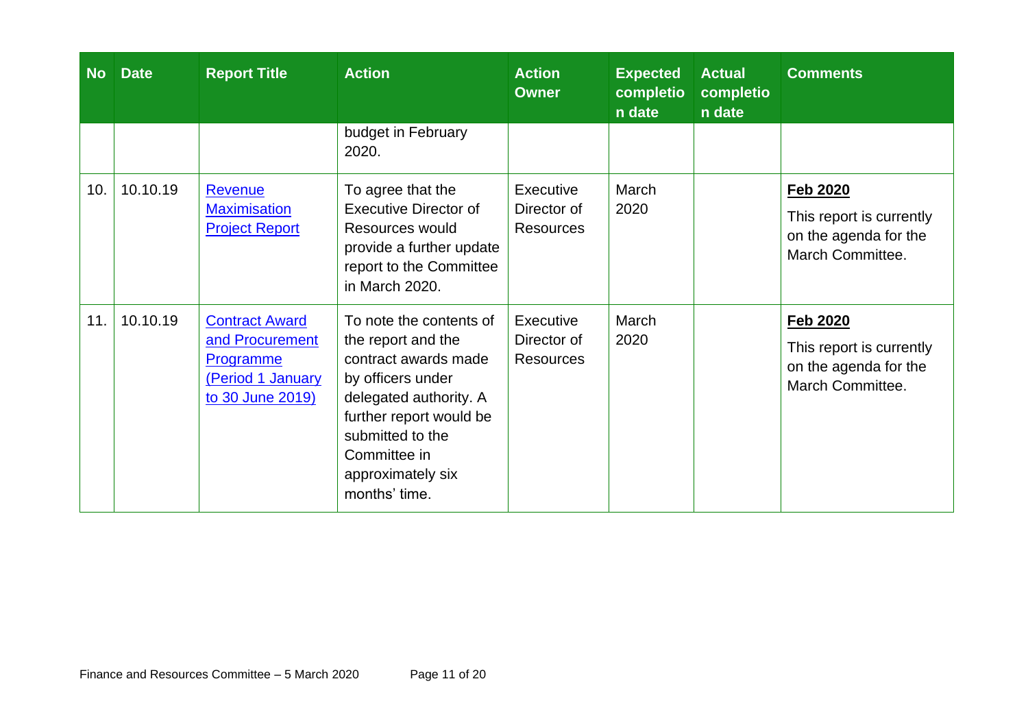| No | Date | Report Title | Action | Action Owner | Expected completion date | Actual completion date | Comments |
|---|---|---|---|---|---|---|---|
| | | | budget in February 2020. | | | | |
| 10. | 10.10.19 | Revenue Maximisation Project Report | To agree that the Executive Director of Resources would provide a further update report to the Committee in March 2020. | Executive Director of Resources | March 2020 | | **Feb 2020** This report is currently on the agenda for the March Committee. |
| 11. | 10.10.19 | Contract Award and Procurement Programme (Period 1 January to 30 June 2019) | To note the contents of the report and the contract awards made by officers under delegated authority. A further report would be submitted to the Committee in approximately six months' time. | Executive Director of Resources | March 2020 | | **Feb 2020** This report is currently on the agenda for the March Committee. |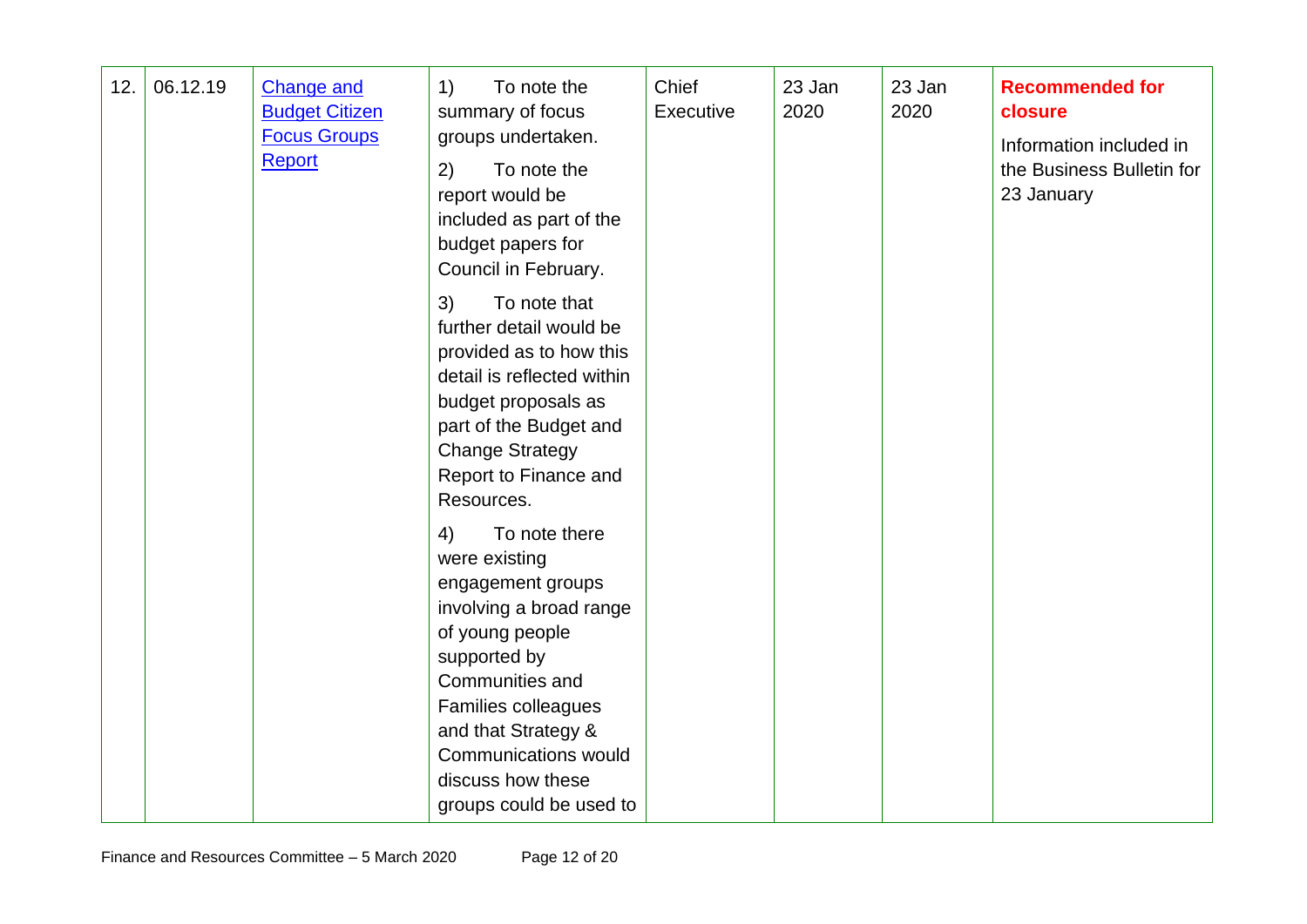| 12. | 06.12.19 | Change and Budget Citizen Focus Groups Report | 1) To note the summary of focus groups undertaken.<br><br>2) To note the report would be included as part of the budget papers for Council in February.<br><br>3) To note that further detail would be provided as to how this detail is reflected within budget proposals as part of the Budget and Change Strategy Report to Finance and Resources.<br><br>4) To note there were existing engagement groups involving a broad range of young people supported by Communities and Families colleagues and that Strategy & Communications would discuss how these groups could be used to | Chief Executive | 23 Jan 2020 | 23 Jan 2020 | **Recommended for closure**<br><br>Information included in the Business Bulletin for 23 January |
|---|---|---|---|---|---|---|---|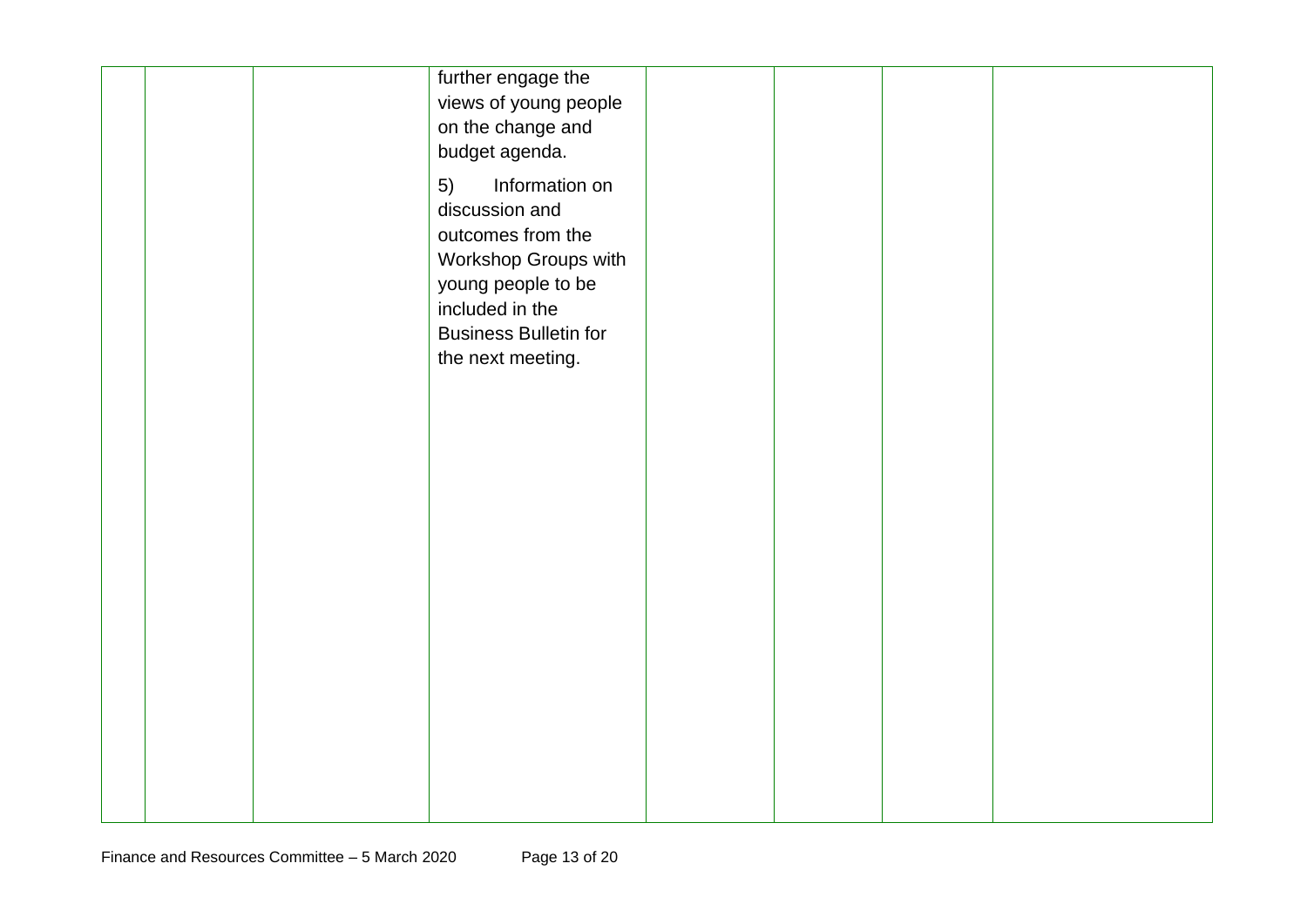|  |  |  |  |  |  |  |  |
|---|---|---|---|---|---|---|---|
|  |  |  | further engage the views of young people on the change and budget agenda.<br><br>5) Information on discussion and outcomes from the Workshop Groups with young people to be included in the Business Bulletin for the next meeting. |  |  |  |  |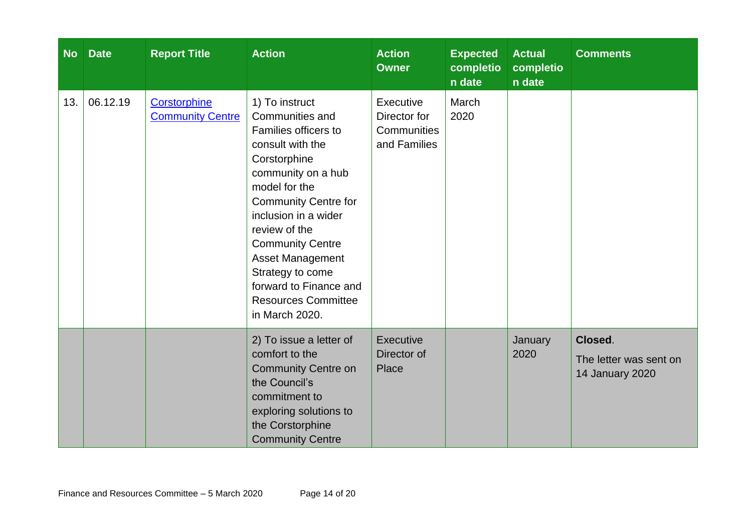| No | Date | Report Title | Action | Action Owner | Expected completion date | Actual completion date | Comments |
|---|---|---|---|---|---|---|---|
| 13. | 06.12.19 | [Corstorphine Community Centre]() | 1) To instruct Communities and Families officers to consult with the Corstorphine community on a hub model for the Community Centre for inclusion in a wider review of the Community Centre Asset Management Strategy to come forward to Finance and Resources Committee in March 2020. | Executive Director for Communities and Families | March 2020 | | |
| | | | 2) To issue a letter of comfort to the Community Centre on the Council's commitment to exploring solutions to the Corstorphine Community Centre | Executive Director of Place | | January 2020 | **Closed**. The letter was sent on 14 January 2020 |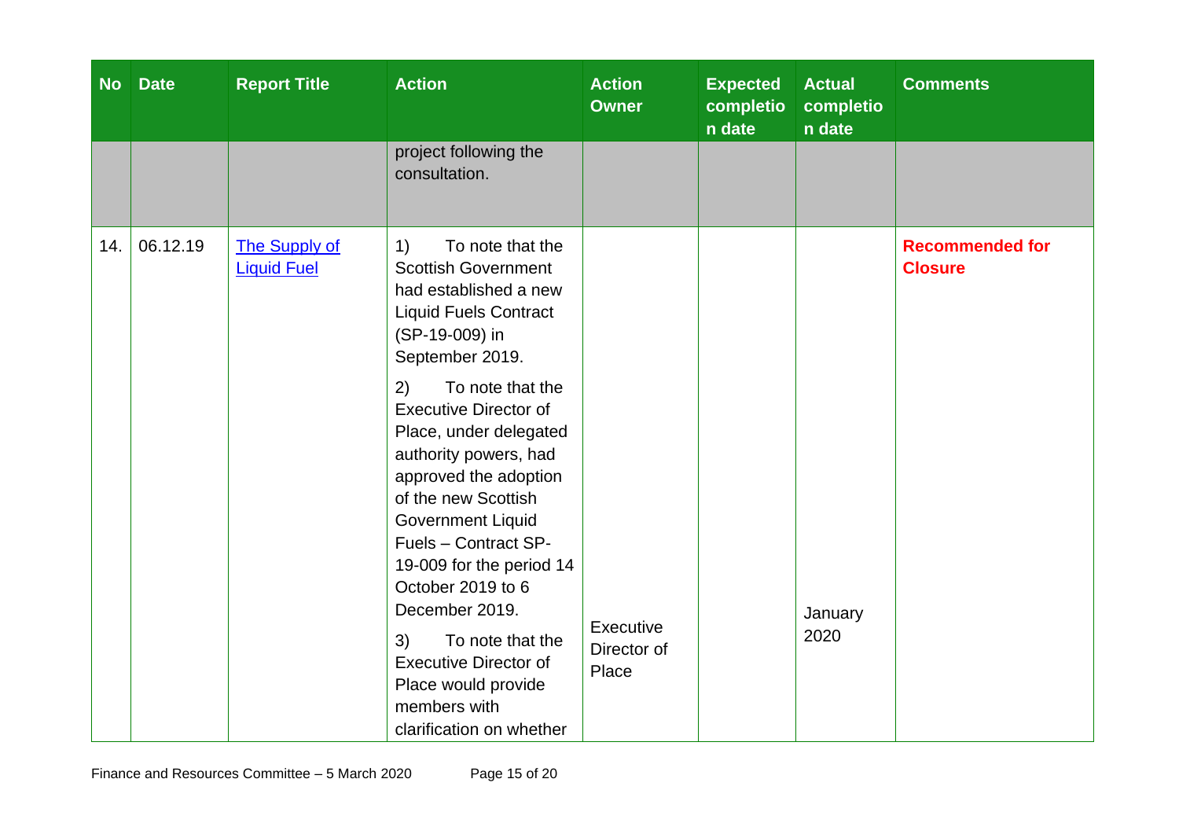| No | Date | Report Title | Action | Action Owner | Expected completion date | Actual completion date | Comments |
|---|---|---|---|---|---|---|---|
| | | | project following the consultation. | | | | |
| 14. | 06.12.19 | The Supply of Liquid Fuel | 1) To note that the Scottish Government had established a new Liquid Fuels Contract (SP-19-009) in September 2019.<br><br>2) To note that the Executive Director of Place, under delegated authority powers, had approved the adoption of the new Scottish Government Liquid Fuels – Contract SP-19-009 for the period 14 October 2019 to 6 December 2019.<br><br>3) To note that the Executive Director of Place would provide members with clarification on whether | Executive Director of Place | | January 2020 | **Recommended for Closure** |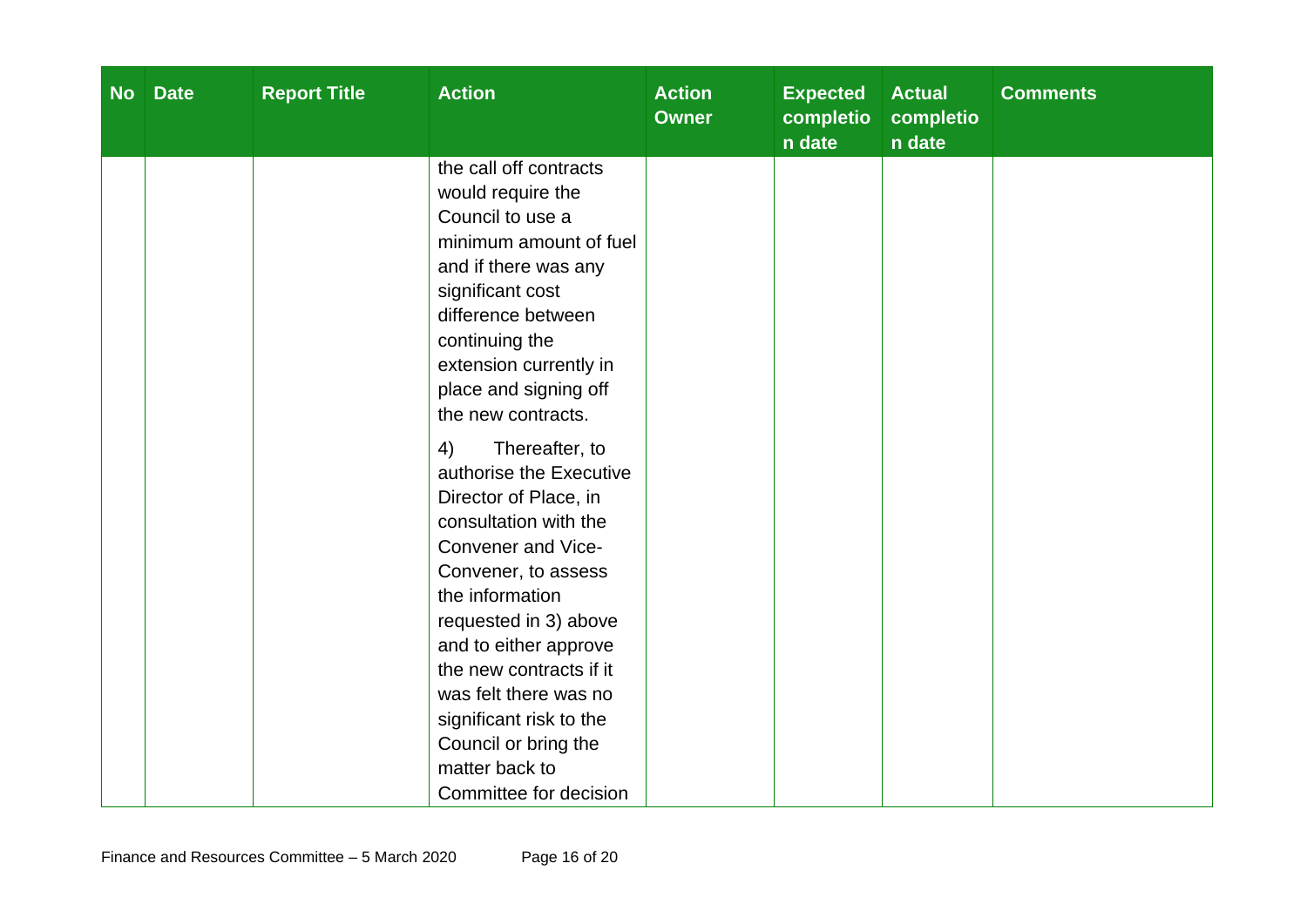| No | Date | Report Title | Action | Action Owner | Expected completion date | Actual completion date | Comments |
|---|---|---|---|---|---|---|---|
| | | | the call off contracts would require the Council to use a minimum amount of fuel and if there was any significant cost difference between continuing the extension currently in place and signing off the new contracts.<br><br>4) Thereafter, to authorise the Executive Director of Place, in consultation with the Convener and Vice-Convener, to assess the information requested in 3) above and to either approve the new contracts if it was felt there was no significant risk to the Council or bring the matter back to Committee for decision | | | | |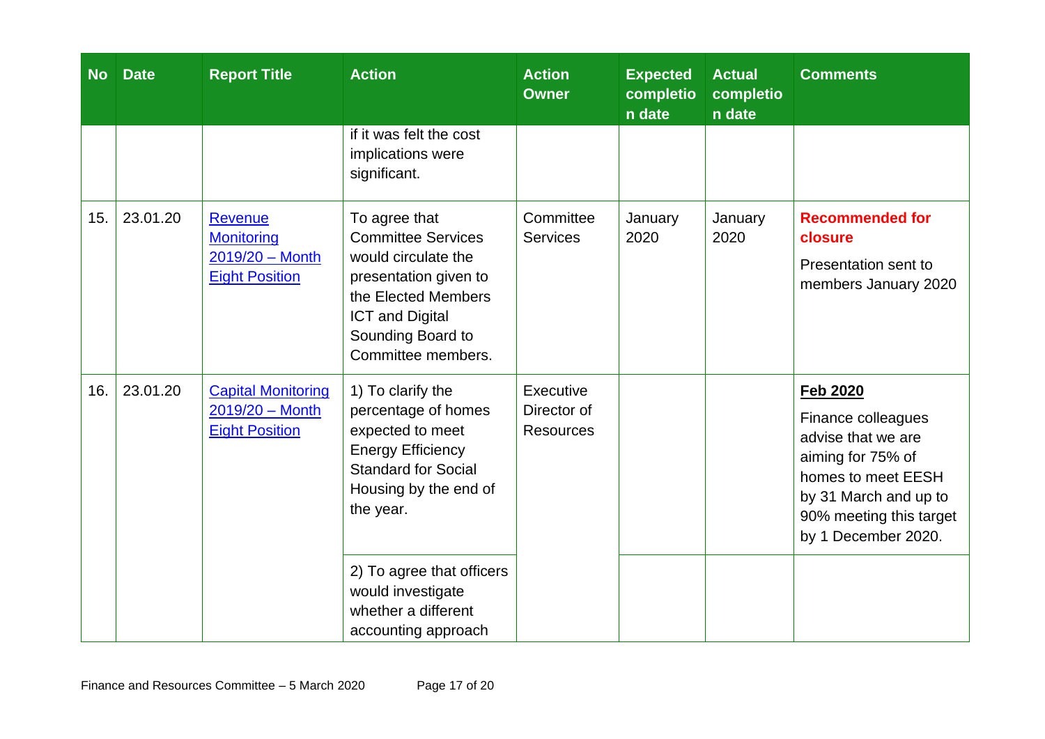| No | Date | Report Title | Action | Action Owner | Expected completion date | Actual completion date | Comments |
|---|---|---|---|---|---|---|---|
| | | | if it was felt the cost implications were significant. | | | | |
| 15. | 23.01.20 | Revenue Monitoring 2019/20 – Month Eight Position | To agree that Committee Services would circulate the presentation given to the Elected Members ICT and Digital Sounding Board to Committee members. | Committee Services | January 2020 | January 2020 | **Recommended for closure**<br><br>Presentation sent to members January 2020 |
| 16. | 23.01.20 | Capital Monitoring 2019/20 – Month Eight Position | 1) To clarify the percentage of homes expected to meet Energy Efficiency Standard for Social Housing by the end of the year. | Executive Director of Resources | | | **Feb 2020**<br><br>Finance colleagues advise that we are aiming for 75% of homes to meet EESH by 31 March and up to 90% meeting this target by 1 December 2020. |
| | | | 2) To agree that officers would investigate whether a different accounting approach | | | | |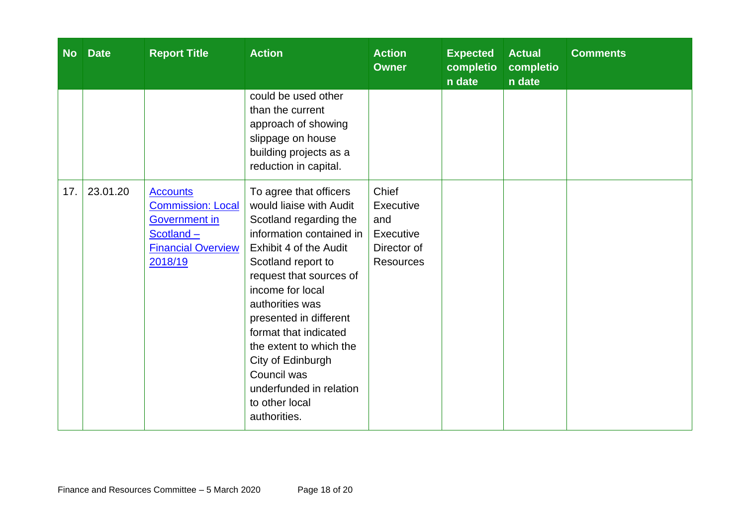| No | Date | Report Title | Action | Action Owner | Expected completion date | Actual completion date | Comments |
|---|---|---|---|---|---|---|---|
| | | | could be used other than the current approach of showing slippage on house building projects as a reduction in capital. | | | | |
| 17. | 23.01.20 | Accounts Commission: Local Government in Scotland – Financial Overview 2018/19 | To agree that officers would liaise with Audit Scotland regarding the information contained in Exhibit 4 of the Audit Scotland report to request that sources of income for local authorities was presented in different format that indicated the extent to which the City of Edinburgh Council was underfunded in relation to other local authorities. | Chief Executive and Executive Director of Resources | | | |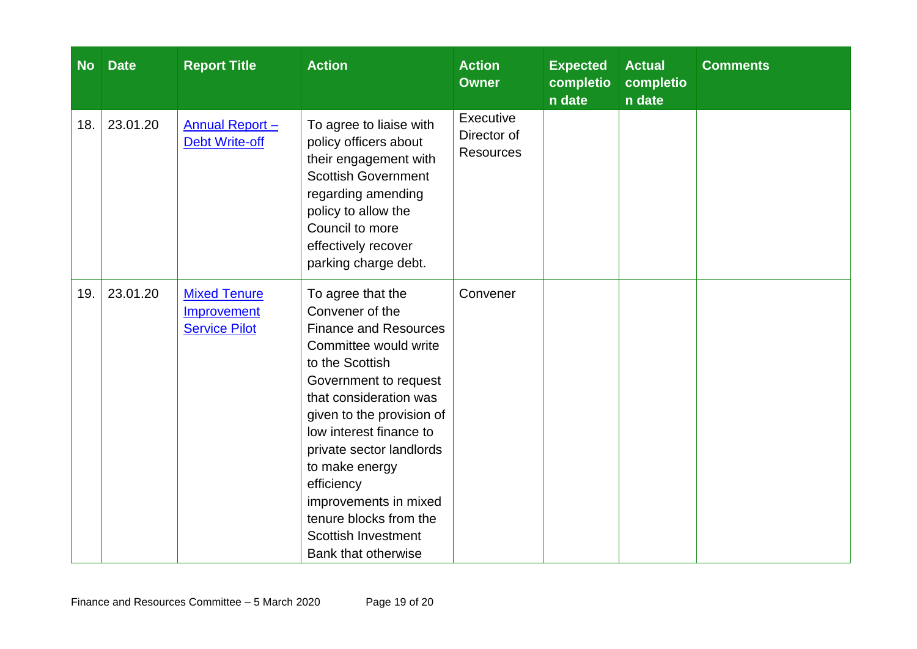| No | Date | Report Title | Action | Action Owner | Expected completion date | Actual completion date | Comments |
|---|---|---|---|---|---|---|---|
| 18. | 23.01.20 | Annual Report – Debt Write-off | To agree to liaise with policy officers about their engagement with Scottish Government regarding amending policy to allow the Council to more effectively recover parking charge debt. | Executive Director of Resources | | | |
| 19. | 23.01.20 | Mixed Tenure Improvement Service Pilot | To agree that the Convener of the Finance and Resources Committee would write to the Scottish Government to request that consideration was given to the provision of low interest finance to private sector landlords to make energy efficiency improvements in mixed tenure blocks from the Scottish Investment Bank that otherwise | Convener | | | |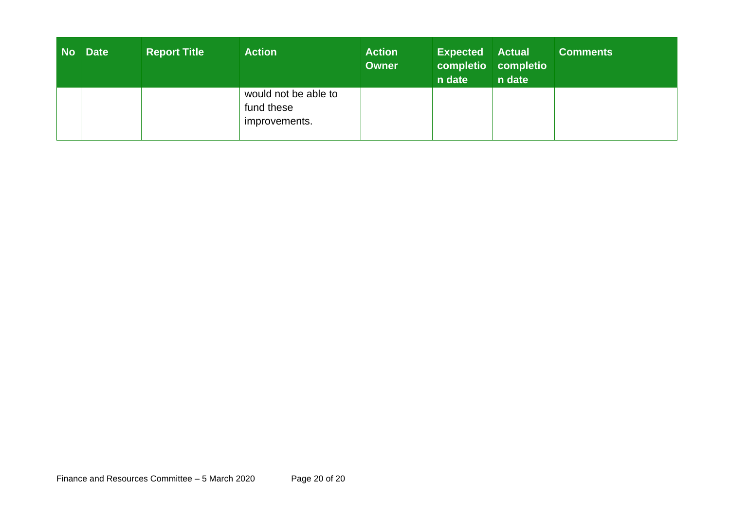| No | Date | Report Title | Action | Action Owner | Expected completion date | Actual completion date | Comments |
|---|---|---|---|---|---|---|---|
| | | | would not be able to fund these improvements. | | | | |